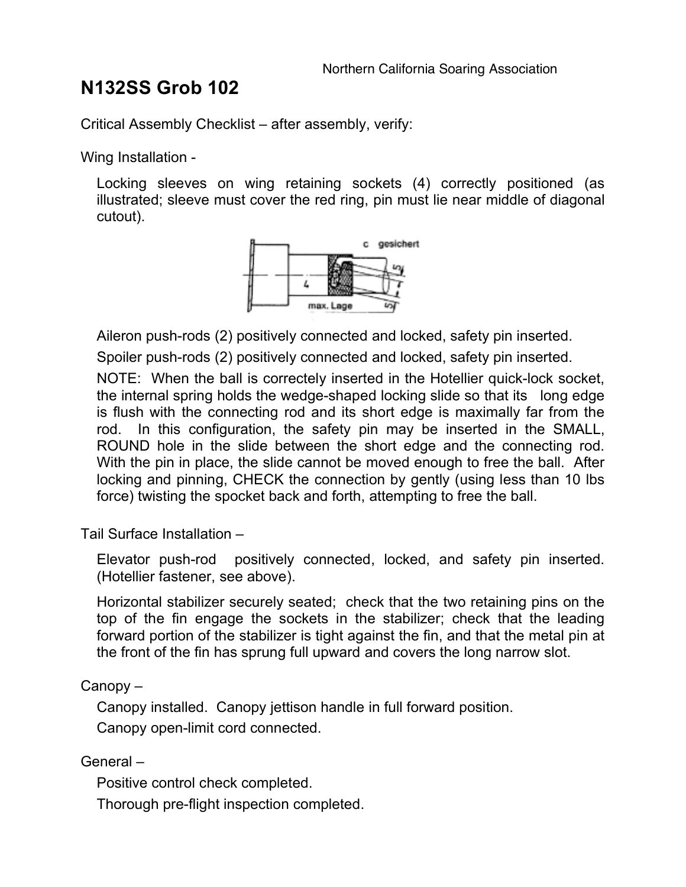Northern California Soaring Association

# N132SS Grob 102

Critical Assembly Checklist – after assembly, verify:

Wing Installation -

Locking sleeves on wing retaining sockets (4) correctly positioned (as illustrated; sleeve must cover the red ring, pin must lie near middle of diagonal cutout).

Aileron push-rods (2) positively connected and locked, safety pin inserted.

Spoiler push-rods (2) positively connected and locked, safety pin inserted.

NOTE: When the ball is correctely inserted in the Hotellier quick-lock socket, the internal spring holds the wedge-shaped locking slide so that its long edge is flush with the connecting rod and its short edge is maximally far from the rod. In this configuration, the safety pin may be inserted in the SMALL, ROUND hole in the slide between the short edge and the connecting rod. With the pin in place, the slide cannot be moved enough to free the ball. After locking and pinning, CHECK the connection by gently (using less than 10 lbs force) twisting the spocket back and forth, attempting to free the ball.

Tail Surface Installation –

Elevator push-rod positively connected, locked, and safety pin inserted. (Hotellier fastener, see above).

Horizontal stabilizer securely seated; check that the two retaining pins on the top of the fin engage the sockets in the stabilizer; check that the leading forward portion of the stabilizer is tight against the fin, and that the metal pin at the front of the fin has sprung full upward and covers the long narrow slot.

Canopy –

Canopy installed. Canopy jettison handle in full forward position.

Canopy open-limit cord connected.

General –

Positive control check completed.

Thorough pre-flight inspection completed.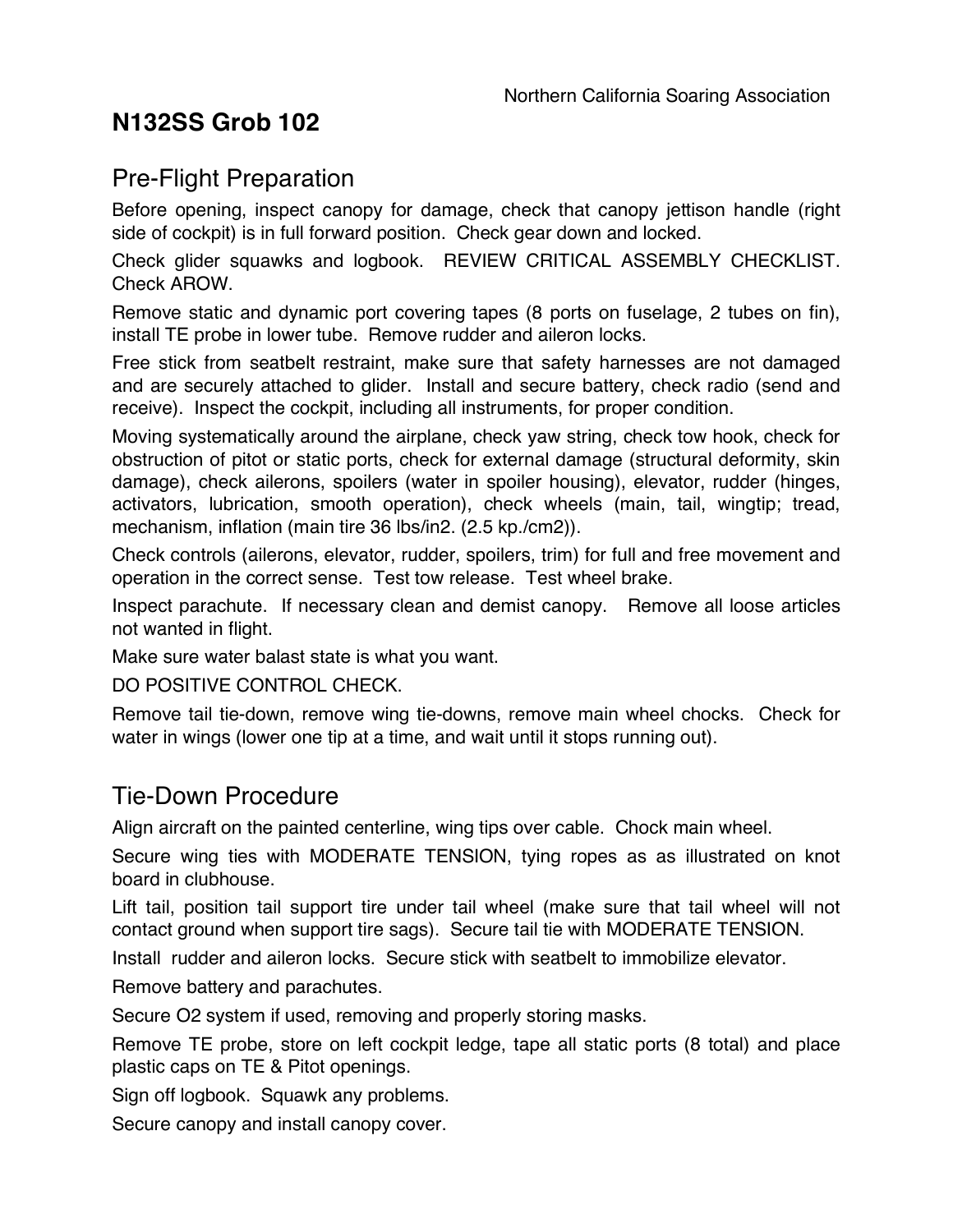Northern California Soaring Association

## N132SS Grob 102

## Pre-Flight Preparation

Before opening, inspect canopy for damage, check that canopy jettison handle (right side of cockpit) is in full forward position. Check gear down and locked.

Check glider squawks and logbook. REVIEW CRITICAL ASSEMBLY CHECKLIST. Check AROW.

Remove static and dynamic port covering tapes (8 ports on fuselage, 2 tubes on fin), install TE probe in lower tube. Remove rudder and aileron locks.

Free stick from seatbelt restraint, make sure that safety harnesses are not damaged and are securely attached to glider. Install and secure battery, check radio (send and receive). Inspect the cockpit, including all instruments, for proper condition.

Moving systematically around the airplane, check yaw string, check tow hook, check for obstruction of pitot or static ports, check for external damage (structural deformity, skin damage), check ailerons, spoilers (water in spoiler housing), elevator, rudder (hinges, activators, lubrication, smooth operation), check wheels (main, tail, wingtip; tread, mechanism, inflation (main tire 36 lbs/in2. (2.5 kp./cm2)).

Check controls (ailerons, elevator, rudder, spoilers, trim) for full and free movement and operation in the correct sense. Test tow release. Test wheel brake.

Inspect parachute. If necessary clean and demist canopy. Remove all loose articles not wanted in flight.

Make sure water balast state is what you want.

DO POSITIVE CONTROL CHECK.

Remove tail tie-down, remove wing tie-downs, remove main wheel chocks. Check for water in wings (lower one tip at a time, and wait until it stops running out).

## Tie-Down Procedure

Align aircraft on the painted centerline, wing tips over cable. Chock main wheel.

Secure wing ties with MODERATE TENSION, tying ropes as as illustrated on knot board in clubhouse.

Lift tail, position tail support tire under tail wheel (make sure that tail wheel will not contact ground when support tire sags). Secure tail tie with MODERATE TENSION.

Install rudder and aileron locks. Secure stick with seatbelt to immobilize elevator.

Remove battery and parachutes.

Secure O2 system if used, removing and properly storing masks.

Remove TE probe, store on left cockpit ledge, tape all static ports (8 total) and place plastic caps on TE & Pitot openings.

Sign off logbook. Squawk any problems.

Secure canopy and install canopy cover.